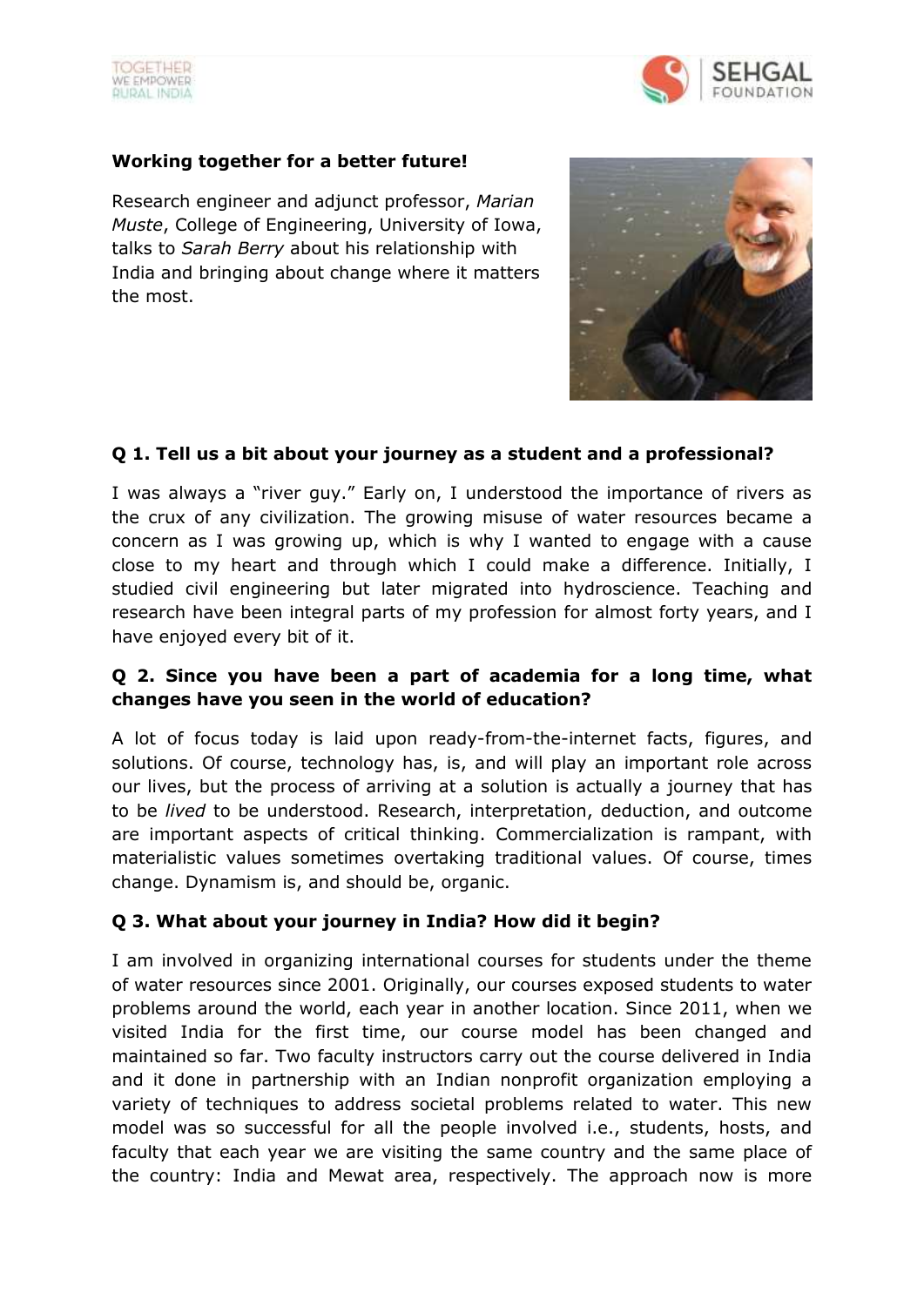**Working together for a better future!**

Research engineer and adjunct professor, *Marian Muste*, College of Engineering, University of Iowa, talks to *Sarah Berry* about his relationship with India and bringing about change where it matters the most.

**Q 1. Tell us a bit about your journey as a student and a professional?**

I was always a "river guy." Early on, I understood the importance of rivers as the crux of any civilization. The growing misuse of water resources became a concern as I was growing up, which is why I wanted to engage with a cause close to my heart and through which I could make a difference. Initially, I studied civil engineering but later migrated into hydroscience. Teaching and research have been integral parts of my profession for almost forty years, and I have enjoyed every bit of it.

**Q 2. Since you have been a part of academia for a long time, what changes have you seen in the world of education?**

A lot of focus today is laid upon ready-from-the-internet facts, figures, and solutions. Of course, technology has, is, and will play an important role across our lives, but the process of arriving at a solution is actually a journey that has to be *lived* to be understood. Research, interpretation, deduction, and outcome are important aspects of critical thinking. Commercialization is rampant, with materialistic values sometimes overtaking traditional values. Of course, times change. Dynamism is, and should be, organic.

**Q 3. What about your journey in India? How did it begin?**

I am involved in organizing international courses for students under the theme of water resources since 2001. Originally, our courses exposed students to water problems around the world, each year in another location. Since 2011, when we visited India for the first time, our course model has been changed and maintained so far. Two faculty instructors carry out the course delivered in India and it done in partnership with an Indian nonprofit organization employing a variety of techniques to address societal problems related to water. This new model was so successful for all the people involved i.e., students, hosts, and faculty that each year we are visiting the same country and the same place of the country: India and Mewat area, respectively. The approach now is more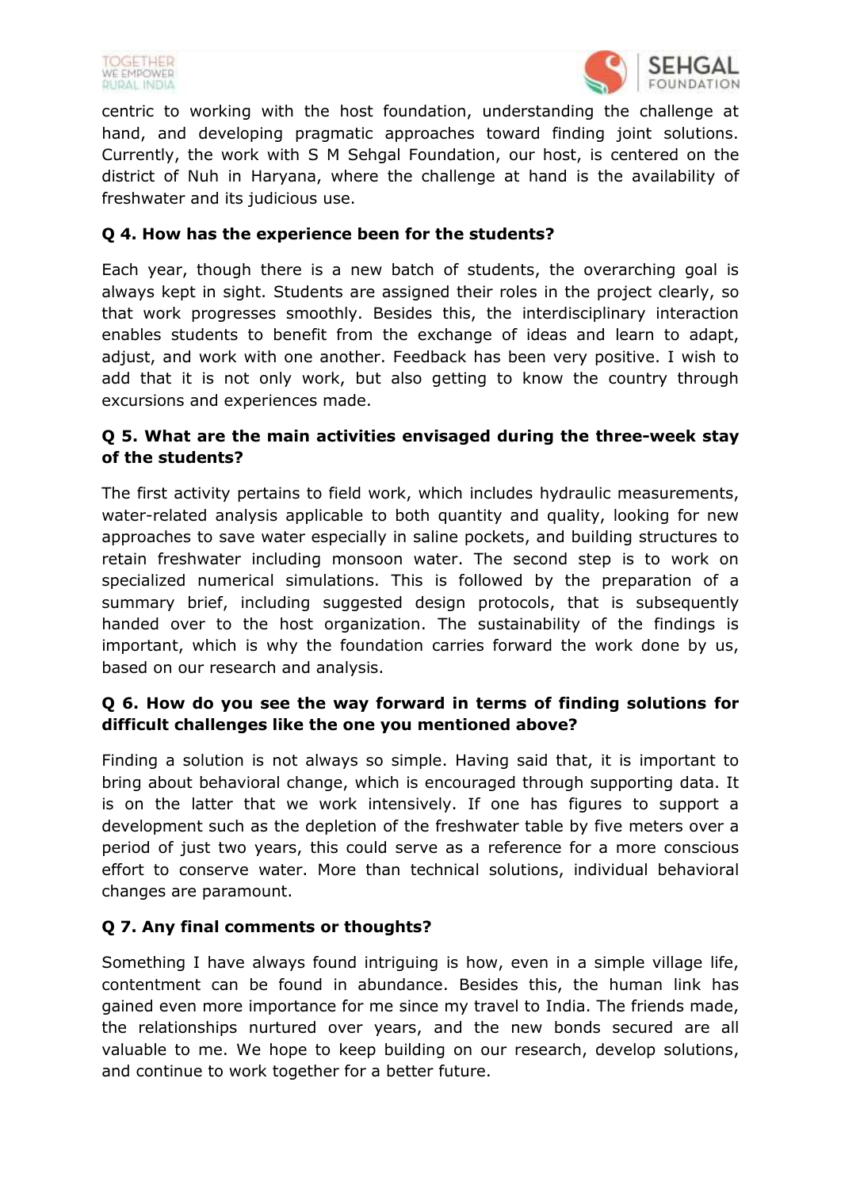centric to working with the host foundation, understanding the challenge at hand, and developing pragmatic approaches toward finding joint solutions. Currently, the work with S M Sehgal Foundation, our host, is centered on the district of Nuh in Haryana, where the challenge at hand is the availability of freshwater and its judicious use.

**Q 4. How has the experience been for the students?**

Each year, though there is a new batch of students, the overarching goal is always kept in sight. Students are assigned their roles in the project clearly, so that work progresses smoothly. Besides this, the interdisciplinary interaction enables students to benefit from the exchange of ideas and learn to adapt, adjust, and work with one another. Feedback has been very positive. I wish to add that it is not only work, but also getting to know the country through excursions and experiences made.

**Q 5. What are the main activities envisaged during the three-week stay of the students?**

The first activity pertains to field work, which includes hydraulic measurements, water-related analysis applicable to both quantity and quality, looking for new approaches to save water especially in saline pockets, and building structures to retain freshwater including monsoon water. The second step is to work on specialized numerical simulations. This is followed by the preparation of a summary brief, including suggested design protocols, that is subsequently handed over to the host organization. The sustainability of the findings is important, which is why the foundation carries forward the work done by us, based on our research and analysis.

**Q 6. How do you see the way forward in terms of finding solutions for difficult challenges like the one you mentioned above?**

Finding a solution is not always so simple. Having said that, it is important to bring about behavioral change, which is encouraged through supporting data. It is on the latter that we work intensively. If one has figures to support a development such as the depletion of the freshwater table by five meters over a period of just two years, this could serve as a reference for a more conscious effort to conserve water. More than technical solutions, individual behavioral changes are paramount.

**Q 7. Any final comments or thoughts?**

Something I have always found intriguing is how, even in a simple village life, contentment can be found in abundance. Besides this, the human link has gained even more importance for me since my travel to India. The friends made, the relationships nurtured over years, and the new bonds secured are all valuable to me. We hope to keep building on our research, develop solutions, and continue to work together for a better future.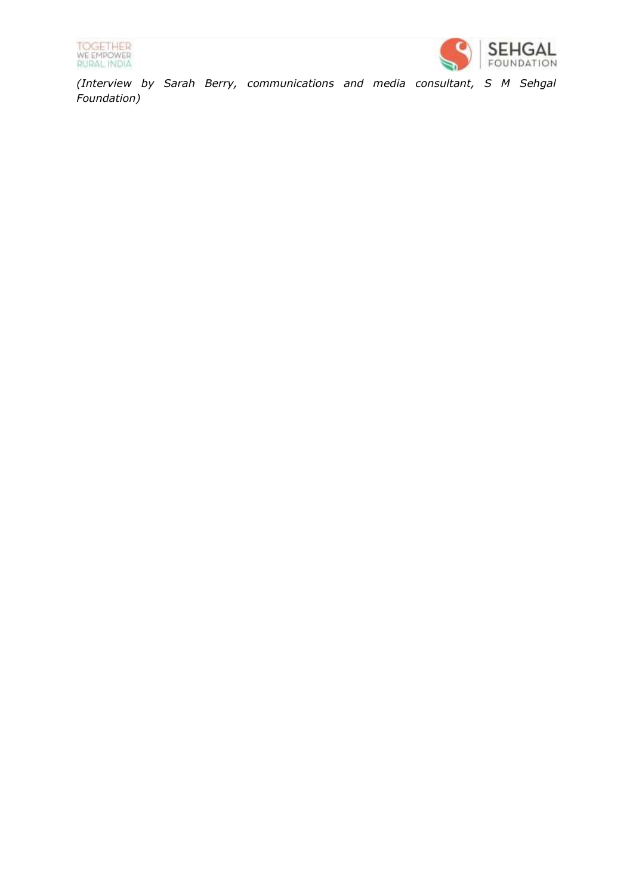*(Interview by Sarah Berry, communications and media consultant, S M Sehgal Foundation)*